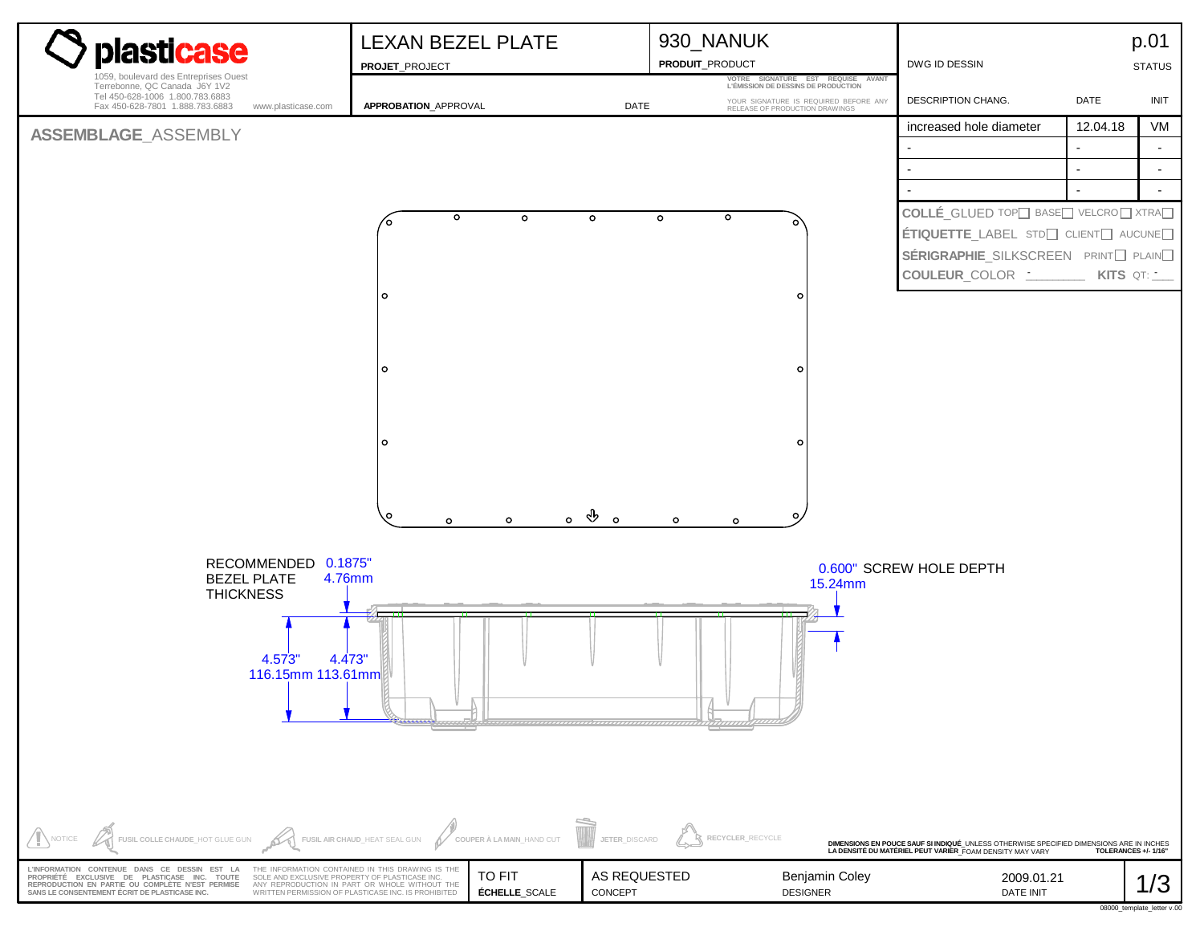# plasticase

1059, boulevard des Entreprises Ouest
Terrebonne, QC Canada J6Y 1V2
Tel 450-628-1006 1.800.783.6883
Fax 450-628-7801 1.888.783.6883 www.plasticase.com

**LEXAN BEZEL PLATE**
**PROJET**_PROJECT

**930_NANUK**
**PRODUIT**_PRODUCT

**APPROBATION**_APPROVAL DATE

VOTRE SIGNATURE EST REQUISE AVANT L'ÉMISSION DE DESSINS DE PRODUCTION
YOUR SIGNATURE IS REQUIRED BEFORE ANY RELEASE OF PRODUCTION DRAWINGS

DWG ID DESSIN — p.01 — STATUS

| DESCRIPTION CHANG. | DATE | INIT |
|---|---|---|
| increased hole diameter | 12.04.18 | VM |
| - | - | - |
| - | - | - |
| - | - | - |

**COLLÉ**_GLUED TOP☐ BASE☐ VELCRO☐ XTRA☐
**ÉTIQUETTE**_LABEL STD☐ CLIENT☐ AUCUNE☐
**SÉRIGRAPHIE**_SILKSCREEN PRINT☐ PLAIN☐
**COULEUR**_COLOR - **KITS** QT: -

## ASSEMBLAGE_ASSEMBLY

RECOMMENDED BEZEL PLATE THICKNESS 0.1875" 4.76mm

0.600" 15.24mm SCREW HOLE DEPTH

4.573" 116.15mm

4.473" 113.61mm

NOTICE — **FUSIL COLLE CHAUDE**_HOT GLUE GUN — **FUSIL AIR CHAUD**_HEAT SEAL GUN — **COUPER À LA MAIN**_HAND CUT — **JETER**_DISCARD — **RECYCLER**_RECYCLE

**DIMENSIONS EN POUCE SAUF SI INDIQUÉ**_UNLESS OTHERWISE SPECIFIED DIMENSIONS ARE IN INCHES
**LA DENSITÉ DU MATÉRIEL PEUT VARIER**_FOAM DENSITY MAY VARY **TOLERANCES +/- 1/16"**

**L'INFORMATION CONTENUE DANS CE DESSIN EST LA PROPRIÉTÉ EXCLUSIVE DE PLASTICASE INC. TOUTE REPRODUCTION EN PARTIE OU COMPLÈTE N'EST PERMISE SANS LE CONSENTEMENT ÉCRIT DE PLASTICASE INC.**

THE INFORMATION CONTAINED IN THIS DRAWING IS THE SOLE AND EXCLUSIVE PROPERTY OF PLASTICASE INC. ANY REPRODUCTION IN PART OR WHOLE WITHOUT THE WRITTEN PERMISSION OF PLASTICASE INC. IS PROHIBITED

| TO FIT | AS REQUESTED | Benjamin Coley | 2009.01.21 | 1/3 |
|---|---|---|---|---|
| **ÉCHELLE**_SCALE | CONCEPT | DESIGNER | DATE INIT | |

08000_template_letter v.00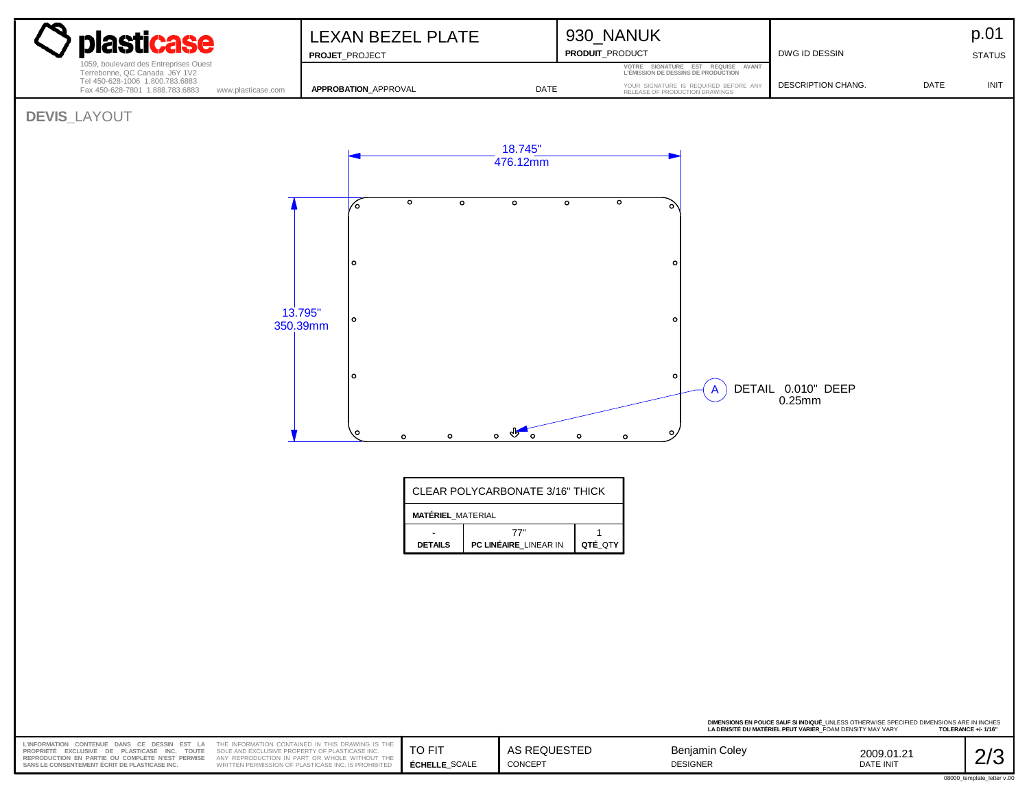**plasticase**
1059, boulevard des Entreprises Ouest
Terrebonne, QC Canada J6Y 1V2
Tel 450-628-1006 1.800.783.6883
Fax 450-628-7801 1.888.783.6883 www.plasticase.com

| LEXAN BEZEL PLATE | 930_NANUK | DWG ID DESSIN | p.01 |
|---|---|---|---|
| **PROJET**_PROJECT | **PRODUIT**_PRODUCT | | STATUS |
| **APPROBATION**_APPROVAL | DATE | VOTRE SIGNATURE EST REQUISE AVANT L'ÉMISSION DE DESSINS DE PRODUCTION / YOUR SIGNATURE IS REQUIRED BEFORE ANY RELEASE OF PRODUCTION DRAWINGS | DESCRIPTION CHANG. / DATE / INIT |

## DEVIS_LAYOUT

18.745"
476.12mm

13.795"
350.39mm

A DETAIL 0.010" DEEP
0.25mm

| CLEAR POLYCARBONATE 3/16" THICK | | |
|---|---|---|
| **MATÉRIEL**_MATERIAL | | |
| - | 77" | 1 |
| **DETAILS** | **PC LINÉAIRE**_LINEAR IN | **QTÉ**_QTY |

**DIMENSIONS EN POUCE SAUF SI INDIQUÉ**_UNLESS OTHERWISE SPECIFIED DIMENSIONS ARE IN INCHES
**LA DENSITÉ DU MATÉRIEL PEUT VARIER**_FOAM DENSITY MAY VARY **TOLERANCE +/- 1/16"**

**L'INFORMATION CONTENUE DANS CE DESSIN EST LA PROPRIÉTÉ EXCLUSIVE DE PLASTICASE INC. TOUTE REPRODUCTION EN PARTIE OU COMPLÈTE N'EST PERMISE SANS LE CONSENTEMENT ÉCRIT DE PLASTICASE INC.**

THE INFORMATION CONTAINED IN THIS DRAWING IS THE SOLE AND EXCLUSIVE PROPERTY OF PLASTICASE INC. ANY REPRODUCTION IN PART OR WHOLE WITHOUT THE WRITTEN PERMISSION OF PLASTICASE INC. IS PROHIBITED

| TO FIT | AS REQUESTED | Benjamin Coley | 2009.01.21 |
|---|---|---|---|
| **ÉCHELLE**_SCALE | CONCEPT | DESIGNER | DATE INIT |

08000_template_letter v.00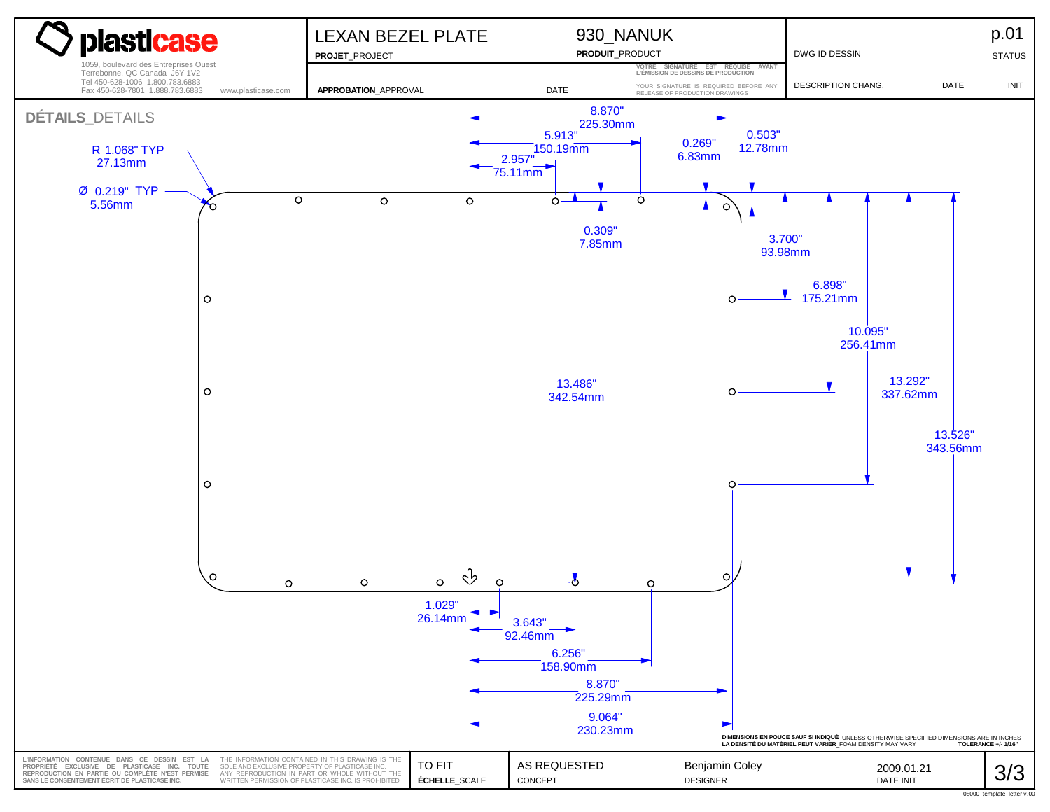# plasticase

1059, boulevard des Entreprises Ouest
Terrebonne, QC Canada J6Y 1V2
Tel 450-628-1006 1.800.783.6883
Fax 450-628-7801 1.888.783.6883 www.plasticase.com

LEXAN BEZEL PLATE

**PROJET**_PROJECT

930_NANUK

**PRODUIT**_PRODUCT

DWG ID DESSIN

p.01

STATUS

**APPROBATION**_APPROVAL

DATE

VOTRE SIGNATURE EST REQUISE AVANT L'ÉMISSION DE DESSINS DE PRODUCTION

YOUR SIGNATURE IS REQUIRED BEFORE ANY RELEASE OF PRODUCTION DRAWINGS

DESCRIPTION CHANG. DATE INIT

## DÉTAILS_DETAILS

R 1.068" TYP
27.13mm

Ø 0.219" TYP
5.56mm

8.870"
225.30mm

5.913"
150.19mm

2.957"
75.11mm

0.269"
6.83mm

0.503"
12.78mm

0.309"
7.85mm

3.700"
93.98mm

6.898"
175.21mm

10.095"
256.41mm

13.486"
342.54mm

13.292"
337.62mm

13.526"
343.56mm

1.029"
26.14mm

3.643"
92.46mm

6.256"
158.90mm

8.870"
225.29mm

9.064"
230.23mm

**DIMENSIONS EN POUCE SAUF SI INDIQUÉ**_UNLESS OTHERWISE SPECIFIED DIMENSIONS ARE IN INCHES
**LA DENSITÉ DU MATÉRIEL PEUT VARIER**_FOAM DENSITY MAY VARY
**TOLERANCE +/- 1/16"**

L'INFORMATION CONTENUE DANS CE DESSIN EST LA PROPRIÉTÉ EXCLUSIVE DE PLASTICASE INC. TOUTE REPRODUCTION EN PARTIE OU COMPLÈTE N'EST PERMISE SANS LE CONSENTEMENT ÉCRIT DE PLASTICASE INC.

THE INFORMATION CONTAINED IN THIS DRAWING IS THE SOLE AND EXCLUSIVE PROPERTY OF PLASTICASE INC. ANY REPRODUCTION IN PART OR WHOLE WITHOUT THE WRITTEN PERMISSION OF PLASTICASE INC. IS PROHIBITED

| | | | | |
|---|---|---|---|---|
| TO FIT | AS REQUESTED | Benjamin Coley | 2009.01.21 | 3/3 |
| **ÉCHELLE**_SCALE | CONCEPT | DESIGNER | DATE INIT | |

08000_template_letter v.00